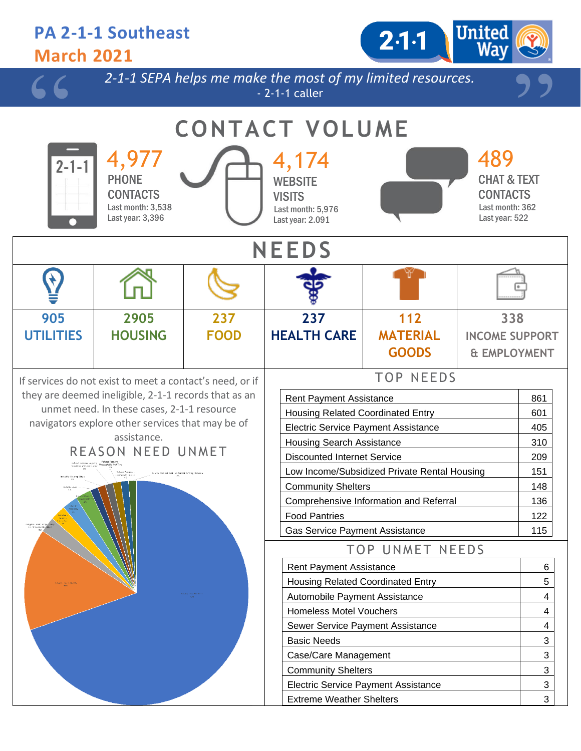# PA 2-1-1 Southeast
## March 2021

*2-1-1 SEPA helps me make the most of my limited resources.*
- 2-1-1 caller

## CONTACT VOLUME

**4,977**
PHONE CONTACTS
Last month: 3,538
Last year: 3,396

**4,174**
WEBSITE VISITS
Last month: 5,976
Last year: 2.091

**489**
CHAT & TEXT CONTACTS
Last month: 362
Last year: 522

## NEEDS

| 905 UTILITIES | 2905 HOUSING | 237 FOOD | 237 HEALTH CARE | 112 MATERIAL GOODS | 338 INCOME SUPPORT & EMPLOYMENT |
|---|---|---|---|---|---|

If services do not exist to meet a contact's need, or if they are deemed ineligible, 2-1-1 records that as an unmet need. In these cases, 2-1-1 resource navigators explore other services that may be of assistance.

### REASON NEED UNMET

### TOP NEEDS

| Need | Count |
|---|---|
| Rent Payment Assistance | 861 |
| Housing Related Coordinated Entry | 601 |
| Electric Service Payment Assistance | 405 |
| Housing Search Assistance | 310 |
| Discounted Internet Service | 209 |
| Low Income/Subsidized Private Rental Housing | 151 |
| Community Shelters | 148 |
| Comprehensive Information and Referral | 136 |
| Food Pantries | 122 |
| Gas Service Payment Assistance | 115 |

### TOP UNMET NEEDS

| Need | Count |
|---|---|
| Rent Payment Assistance | 6 |
| Housing Related Coordinated Entry | 5 |
| Automobile Payment Assistance | 4 |
| Homeless Motel Vouchers | 4 |
| Sewer Service Payment Assistance | 4 |
| Basic Needs | 3 |
| Case/Care Management | 3 |
| Community Shelters | 3 |
| Electric Service Payment Assistance | 3 |
| Extreme Weather Shelters | 3 |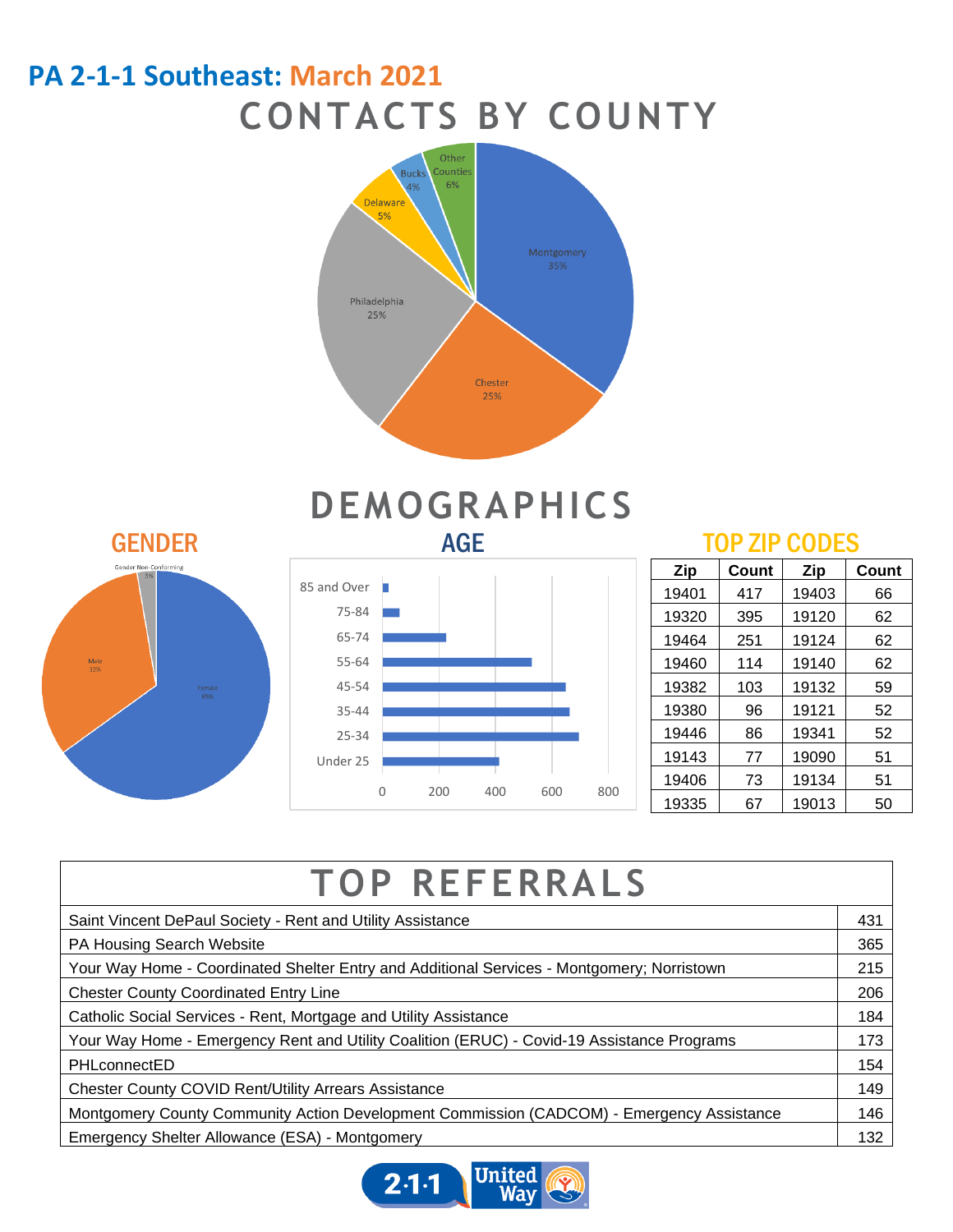# PA 2-1-1 Southeast: March 2021

## CONTACTS BY COUNTY

Montgomery 35%
Chester 25%
Philadelphia 25%
Delaware 5%
Bucks 4%
Other Counties 6%

## DEMOGRAPHICS

### GENDER

Gender Non-Conforming 3%
Male 32%
Female 65%

### AGE

85 and Over
75-84
65-74
55-64
45-54
35-44
25-34
Under 25

0 200 400 600 800

### TOP ZIP CODES

| Zip | Count | Zip | Count |
|---|---|---|---|
| 19401 | 417 | 19403 | 66 |
| 19320 | 395 | 19120 | 62 |
| 19464 | 251 | 19124 | 62 |
| 19460 | 114 | 19140 | 62 |
| 19382 | 103 | 19132 | 59 |
| 19380 | 96 | 19121 | 52 |
| 19446 | 86 | 19341 | 52 |
| 19143 | 77 | 19090 | 51 |
| 19406 | 73 | 19134 | 51 |
| 19335 | 67 | 19013 | 50 |

## TOP REFERRALS

| TOP REFERRALS | |
|---|---|
| Saint Vincent DePaul Society - Rent and Utility Assistance | 431 |
| PA Housing Search Website | 365 |
| Your Way Home - Coordinated Shelter Entry and Additional Services - Montgomery; Norristown | 215 |
| Chester County Coordinated Entry Line | 206 |
| Catholic Social Services - Rent, Mortgage and Utility Assistance | 184 |
| Your Way Home - Emergency Rent and Utility Coalition (ERUC) - Covid-19 Assistance Programs | 173 |
| PHLconnectED | 154 |
| Chester County COVID Rent/Utility Arrears Assistance | 149 |
| Montgomery County Community Action Development Commission (CADCOM) - Emergency Assistance | 146 |
| Emergency Shelter Allowance (ESA) - Montgomery | 132 |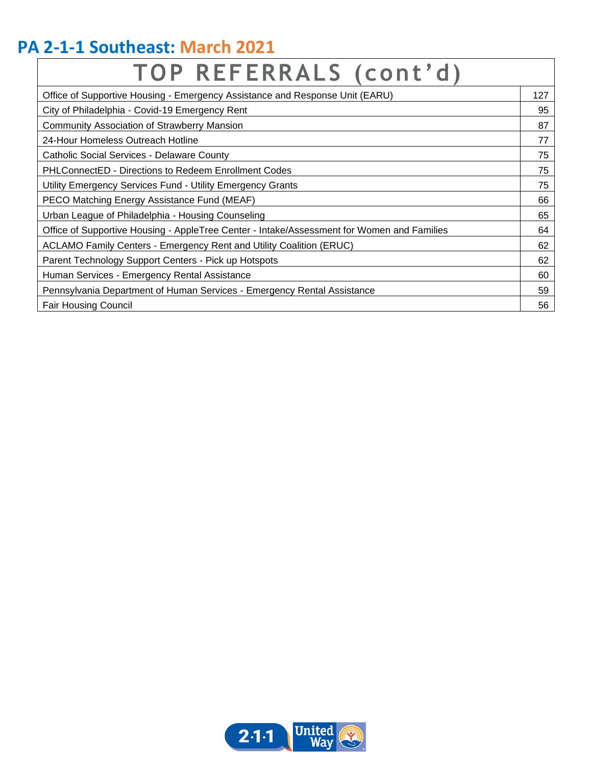# PA 2-1-1 Southeast: March 2021

| TOP REFERRALS (cont'd) | |
|---|---|
| Office of Supportive Housing - Emergency Assistance and Response Unit (EARU) | 127 |
| City of Philadelphia - Covid-19 Emergency Rent | 95 |
| Community Association of Strawberry Mansion | 87 |
| 24-Hour Homeless Outreach Hotline | 77 |
| Catholic Social Services - Delaware County | 75 |
| PHLConnectED - Directions to Redeem Enrollment Codes | 75 |
| Utility Emergency Services Fund - Utility Emergency Grants | 75 |
| PECO Matching Energy Assistance Fund (MEAF) | 66 |
| Urban League of Philadelphia - Housing Counseling | 65 |
| Office of Supportive Housing - AppleTree Center - Intake/Assessment for Women and Families | 64 |
| ACLAMO Family Centers - Emergency Rent and Utility Coalition (ERUC) | 62 |
| Parent Technology Support Centers - Pick up Hotspots | 62 |
| Human Services - Emergency Rental Assistance | 60 |
| Pennsylvania Department of Human Services - Emergency Rental Assistance | 59 |
| Fair Housing Council | 56 |